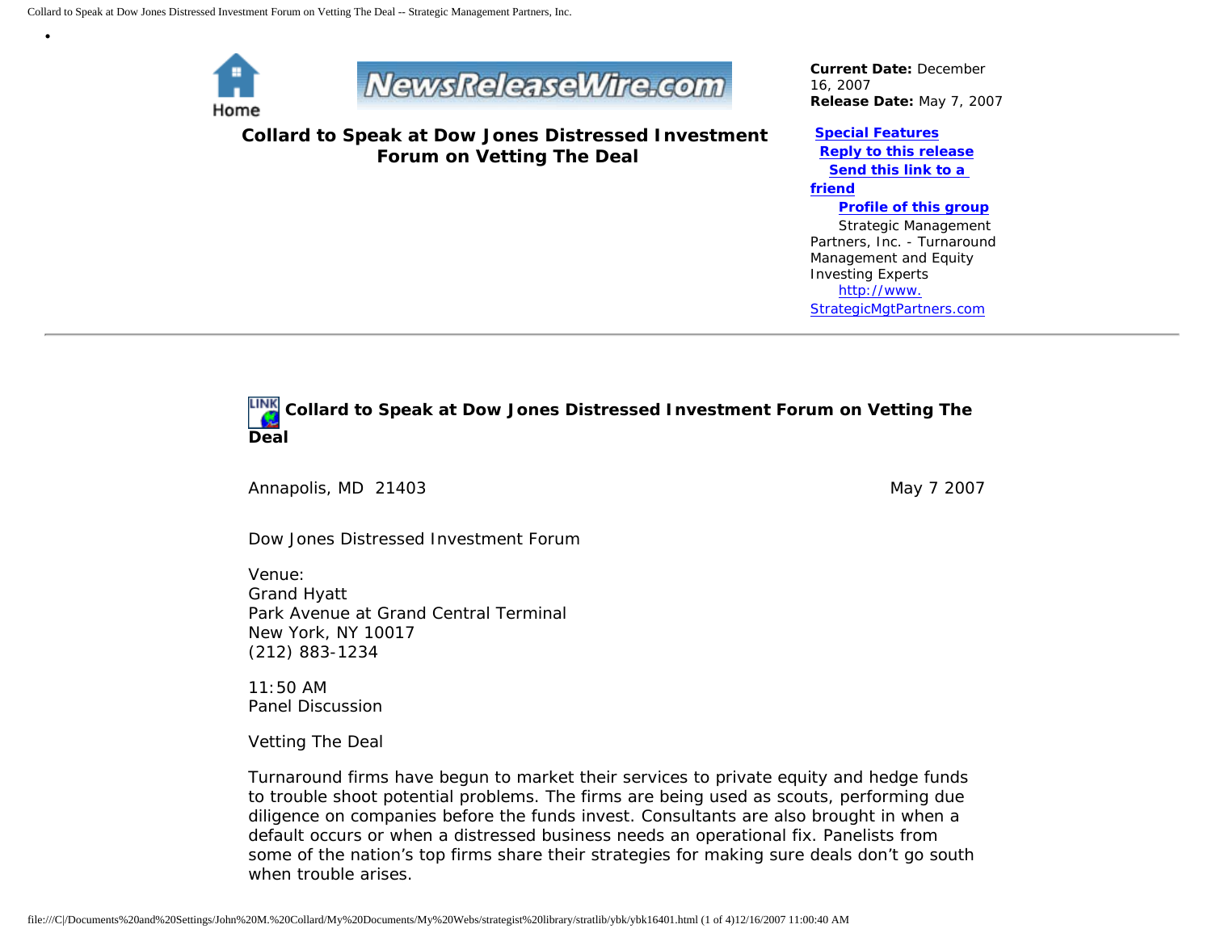# Collard to Speak at Dow Jones Distressed Investment Forum on Vetting The Deal

**Current Date:** December 16, 2007
**Release Date:** May 7, 2007

**Special Features**
**Reply to this release**
**Send this link to a friend**
**Profile of this group**
Strategic Management Partners, Inc. - Turnaround Management and Equity Investing Experts
http://www.StrategicMgtPartners.com

---

## Collard to Speak at Dow Jones Distressed Investment Forum on Vetting The Deal

Annapolis, MD 21403 May 7 2007

Dow Jones Distressed Investment Forum

Venue:
Grand Hyatt
Park Avenue at Grand Central Terminal
New York, NY 10017
(212) 883-1234

11:50 AM
Panel Discussion

Vetting The Deal

Turnaround firms have begun to market their services to private equity and hedge funds to trouble shoot potential problems. The firms are being used as scouts, performing due diligence on companies before the funds invest. Consultants are also brought in when a default occurs or when a distressed business needs an operational fix. Panelists from some of the nation's top firms share their strategies for making sure deals don't go south when trouble arises.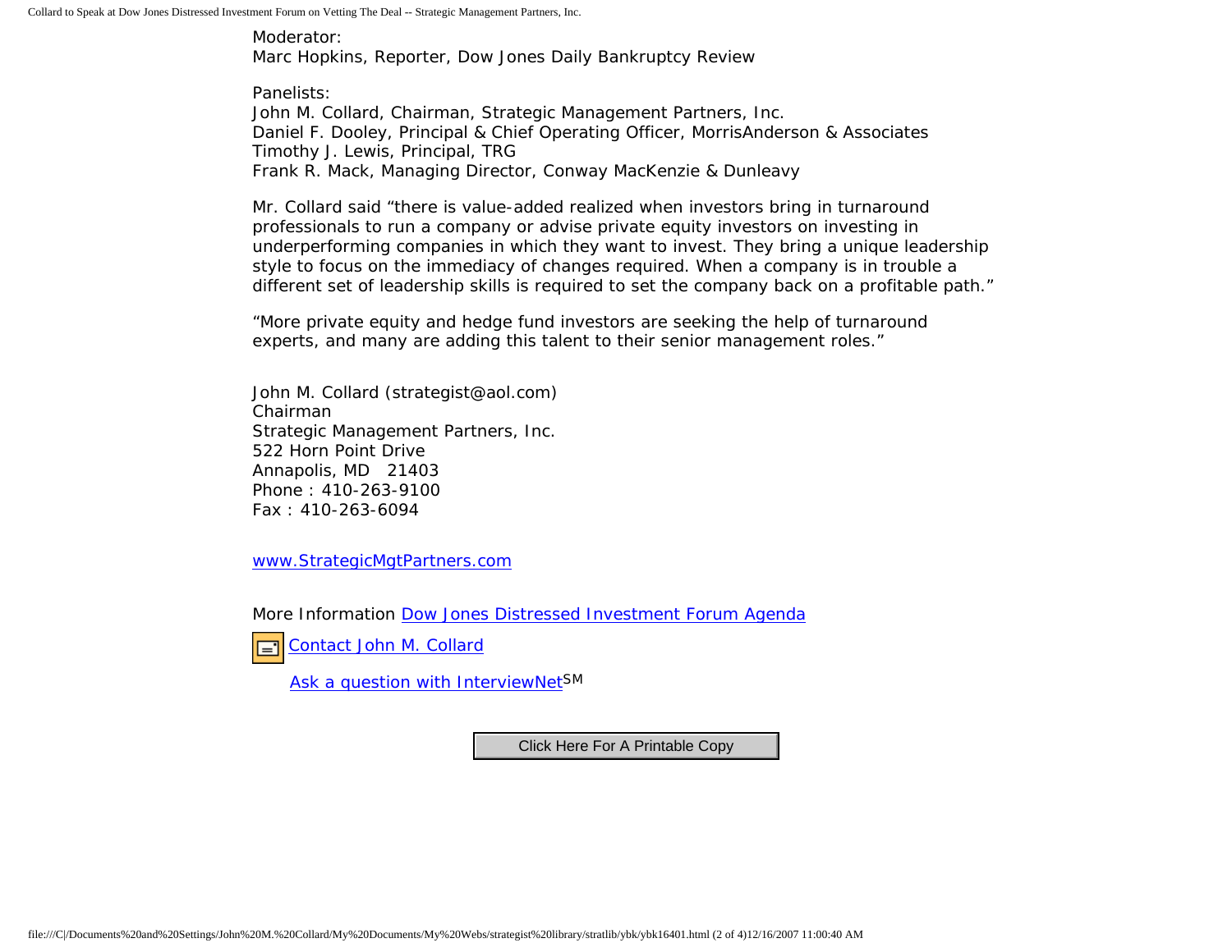Moderator:
Marc Hopkins, Reporter, Dow Jones Daily Bankruptcy Review

Panelists:
John M. Collard, Chairman, Strategic Management Partners, Inc.
Daniel F. Dooley, Principal & Chief Operating Officer, MorrisAnderson & Associates
Timothy J. Lewis, Principal, TRG
Frank R. Mack, Managing Director, Conway MacKenzie & Dunleavy

Mr. Collard said “there is value-added realized when investors bring in turnaround professionals to run a company or advise private equity investors on investing in underperforming companies in which they want to invest. They bring a unique leadership style to focus on the immediacy of changes required. When a company is in trouble a different set of leadership skills is required to set the company back on a profitable path.”

“More private equity and hedge fund investors are seeking the help of turnaround experts, and many are adding this talent to their senior management roles.”

John M. Collard (strategist@aol.com)
Chairman
Strategic Management Partners, Inc.
522 Horn Point Drive
Annapolis, MD 21403
Phone : 410-263-9100
Fax : 410-263-6094

www.StrategicMgtPartners.com

More Information Dow Jones Distressed Investment Forum Agenda

Contact John M. Collard

Ask a question with InterviewNet[SM]

Click Here For A Printable Copy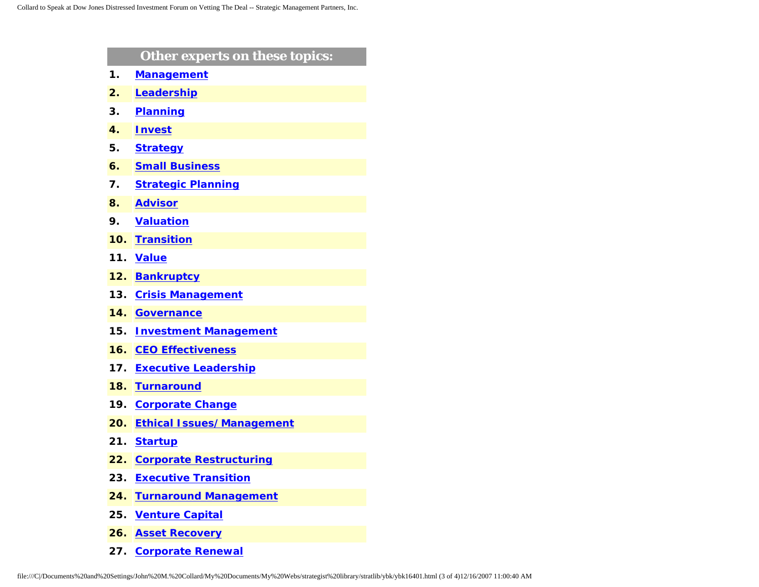## Other experts on these topics:

1. Management
2. Leadership
3. Planning
4. Invest
5. Strategy
6. Small Business
7. Strategic Planning
8. Advisor
9. Valuation
10. Transition
11. Value
12. Bankruptcy
13. Crisis Management
14. Governance
15. Investment Management
16. CEO Effectiveness
17. Executive Leadership
18. Turnaround
19. Corporate Change
20. Ethical Issues/ Management
21. Startup
22. Corporate Restructuring
23. Executive Transition
24. Turnaround Management
25. Venture Capital
26. Asset Recovery
27. Corporate Renewal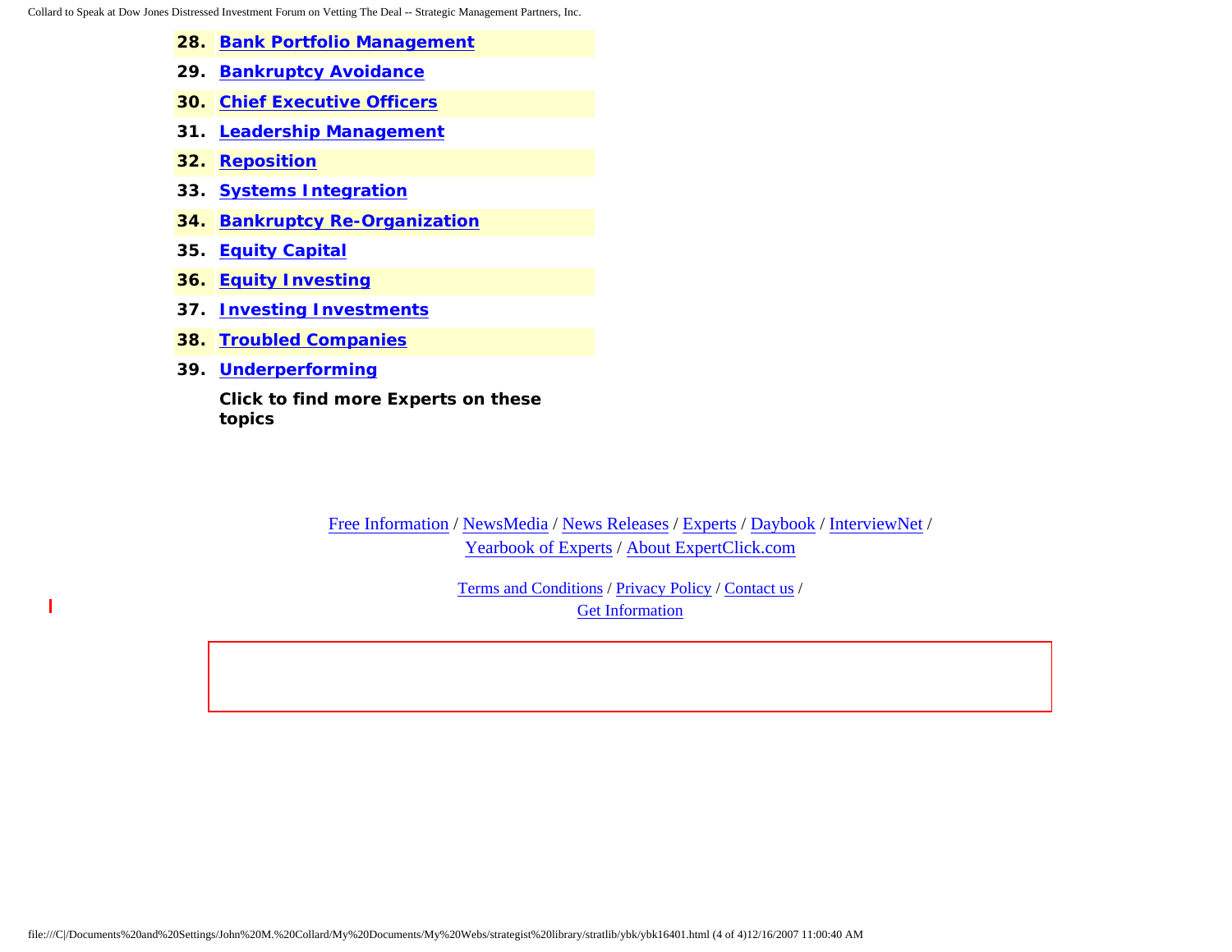28. **Bank Portfolio Management**
29. **Bankruptcy Avoidance**
30. **Chief Executive Officers**
31. **Leadership Management**
32. **Reposition**
33. **Systems Integration**
34. **Bankruptcy Re-Organization**
35. **Equity Capital**
36. **Equity Investing**
37. **Investing Investments**
38. **Troubled Companies**
39. **Underperforming**

**Click to find more Experts on these topics**

Free Information / NewsMedia / News Releases / Experts / Daybook / InterviewNet / Yearbook of Experts / About ExpertClick.com

Terms and Conditions / Privacy Policy / Contact us / Get Information